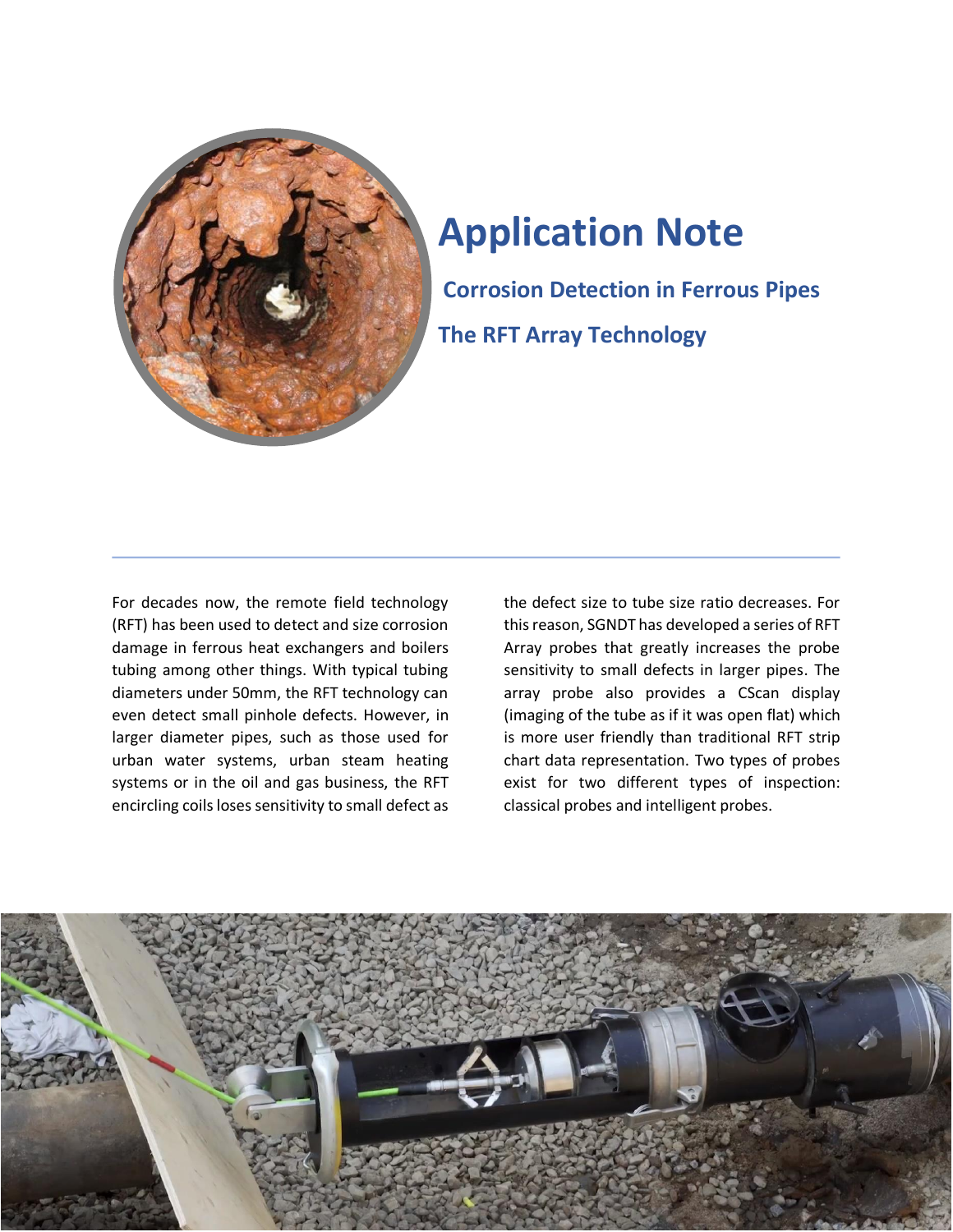# Application Note

## Corrosion Detection in Ferrous Pipes

## The RFT Array Technology

For decades now, the remote field technology (RFT) has been used to detect and size corrosion damage in ferrous heat exchangers and boilers tubing among other things. With typical tubing diameters under 50mm, the RFT technology can even detect small pinhole defects. However, in larger diameter pipes, such as those used for urban water systems, urban steam heating systems or in the oil and gas business, the RFT encircling coils loses sensitivity to small defect as the defect size to tube size ratio decreases. For this reason, SGNDT has developed a series of RFT Array probes that greatly increases the probe sensitivity to small defects in larger pipes. The array probe also provides a CScan display (imaging of the tube as if it was open flat) which is more user friendly than traditional RFT strip chart data representation. Two types of probes exist for two different types of inspection: classical probes and intelligent probes.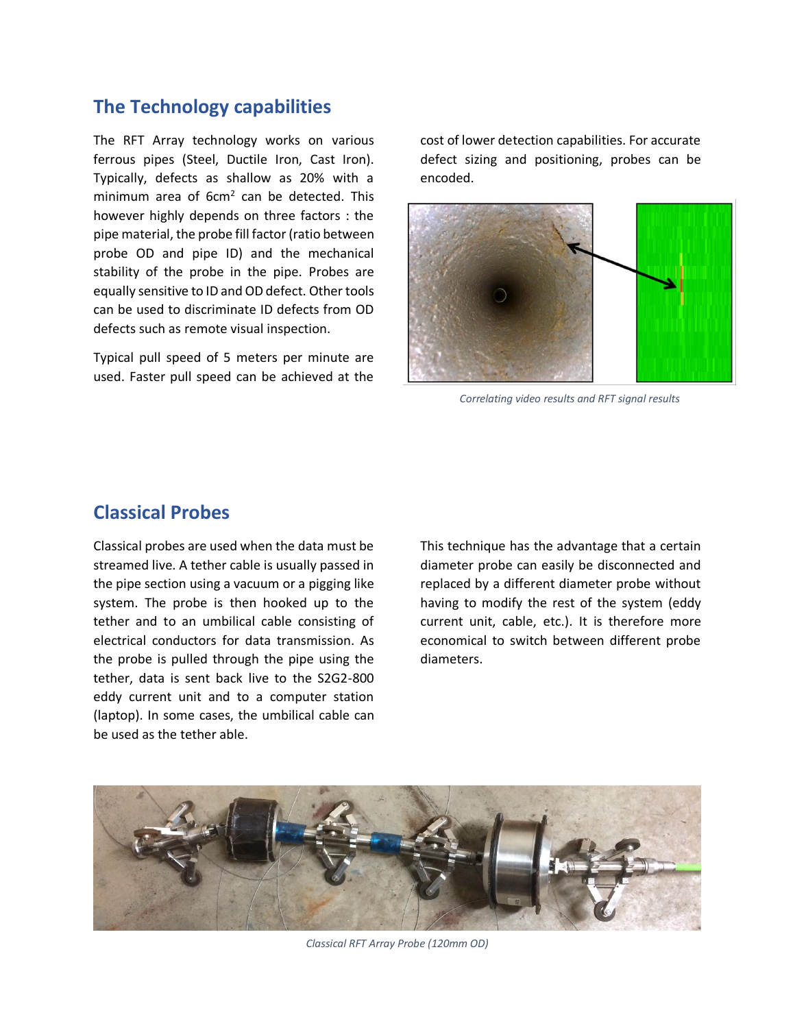## The Technology capabilities

The RFT Array technology works on various ferrous pipes (Steel, Ductile Iron, Cast Iron). Typically, defects as shallow as 20% with a minimum area of $6cm^2$ can be detected. This however highly depends on three factors : the pipe material, the probe fill factor (ratio between probe OD and pipe ID) and the mechanical stability of the probe in the pipe. Probes are equally sensitive to ID and OD defect. Other tools can be used to discriminate ID defects from OD defects such as remote visual inspection.

Typical pull speed of 5 meters per minute are used. Faster pull speed can be achieved at the cost of lower detection capabilities. For accurate defect sizing and positioning, probes can be encoded.

*Correlating video results and RFT signal results*

## Classical Probes

Classical probes are used when the data must be streamed live. A tether cable is usually passed in the pipe section using a vacuum or a pigging like system. The probe is then hooked up to the tether and to an umbilical cable consisting of electrical conductors for data transmission. As the probe is pulled through the pipe using the tether, data is sent back live to the S2G2-800 eddy current unit and to a computer station (laptop). In some cases, the umbilical cable can be used as the tether able.

This technique has the advantage that a certain diameter probe can easily be disconnected and replaced by a different diameter probe without having to modify the rest of the system (eddy current unit, cable, etc.). It is therefore more economical to switch between different probe diameters.

*Classical RFT Array Probe (120mm OD)*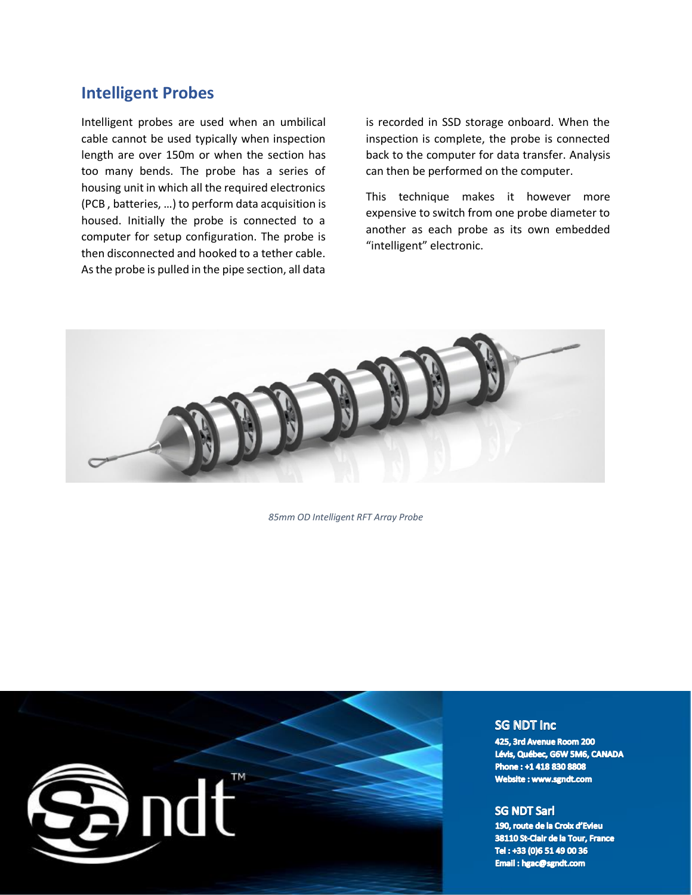## Intelligent Probes

Intelligent probes are used when an umbilical cable cannot be used typically when inspection length are over 150m or when the section has too many bends. The probe has a series of housing unit in which all the required electronics (PCB , batteries, …) to perform data acquisition is housed. Initially the probe is connected to a computer for setup configuration. The probe is then disconnected and hooked to a tether cable. As the probe is pulled in the pipe section, all data is recorded in SSD storage onboard. When the inspection is complete, the probe is connected back to the computer for data transfer. Analysis can then be performed on the computer.

This technique makes it however more expensive to switch from one probe diameter to another as each probe as its own embedded "intelligent" electronic.

*85mm OD Intelligent RFT Array Probe*

SG NDT Inc
425, 3rd Avenue Room 200
Lévis, Québec, G6W 5M6, CANADA
Phone : +1 418 830 8808
Website : www.sgndt.com

SG NDT Sarl
190, route de la Croix d'Evieu
38110 St-Clair de la Tour, France
Tel : +33 (0)6 51 49 00 36
Email : hgac@sgndt.com